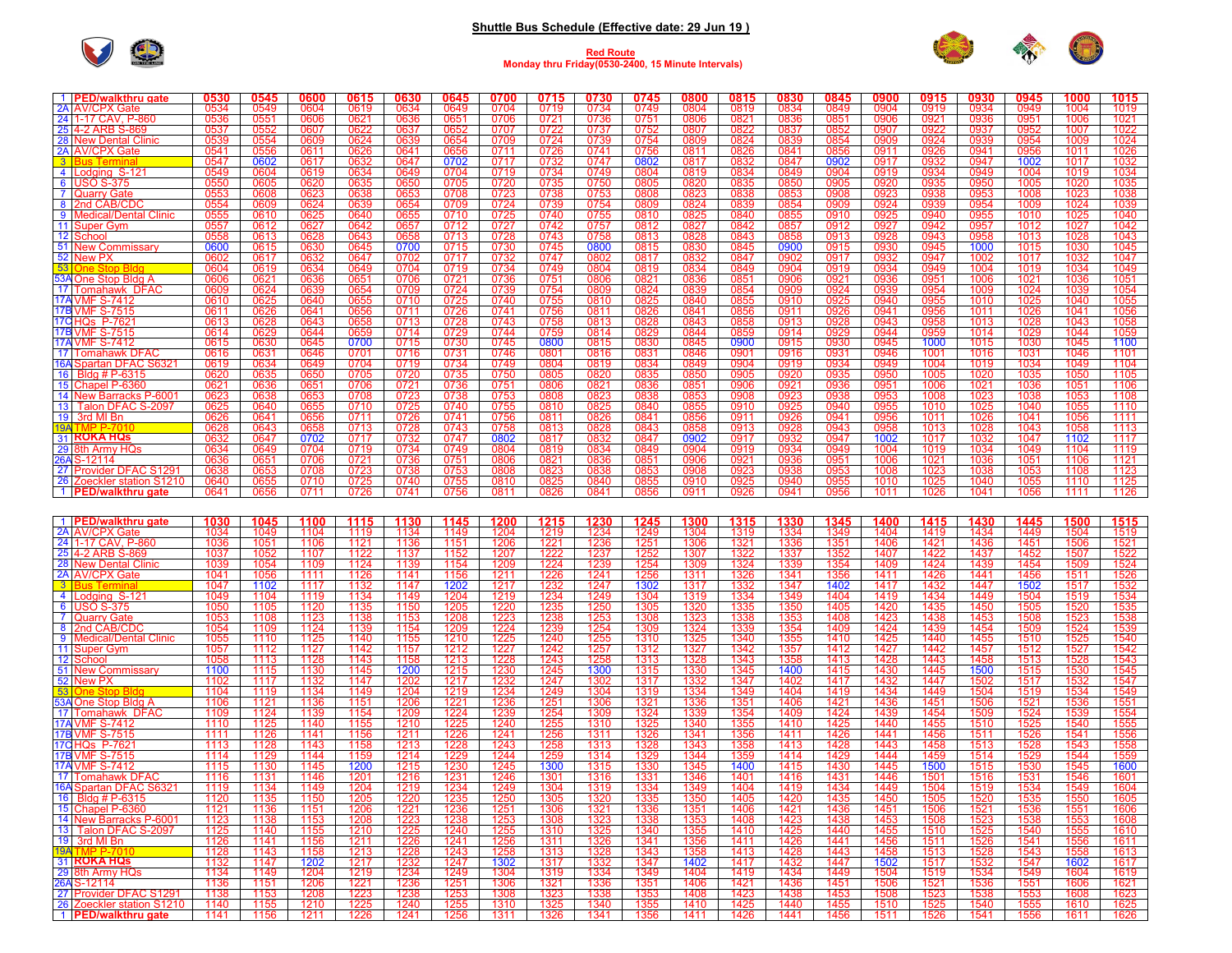# Shuttle Bus Schedule (Effective date: 29 Jun 19 )

**Red Route**
**Monday thru Friday(0530-2400, 15 Minute Intervals)**

| # | Stop | | | | | | | | | | | | | | | | | | | | |
|---|---|---|---|---|---|---|---|---|---|---|---|---|---|---|---|---|---|---|---|---|---|
| 1 | **PED/walkthru gate** | **0530** | **0545** | **0600** | **0615** | **0630** | **0645** | **0700** | **0715** | **0730** | **0745** | **0800** | **0815** | **0830** | **0845** | **0900** | **0915** | **0930** | **0945** | **1000** | **1015** |
| 2A | AV/CPX Gate | 0534 | 0549 | 0604 | 0619 | 0634 | 0649 | 0704 | 0719 | 0734 | 0749 | 0804 | 0819 | 0834 | 0849 | 0904 | 0919 | 0934 | 0949 | 1004 | 1019 |
| 24 | 1-17 CAV, P-860 | 0536 | 0551 | 0606 | 0621 | 0636 | 0651 | 0706 | 0721 | 0736 | 0751 | 0806 | 0821 | 0836 | 0851 | 0906 | 0921 | 0936 | 0951 | 1006 | 1021 |
| 25 | 4-2 ARB S-869 | 0537 | 0552 | 0607 | 0622 | 0637 | 0652 | 0707 | 0722 | 0737 | 0752 | 0807 | 0822 | 0837 | 0852 | 0907 | 0922 | 0937 | 0952 | 1007 | 1022 |
| 28 | New Dental Clinic | 0539 | 0554 | 0609 | 0624 | 0639 | 0654 | 0709 | 0724 | 0739 | 0754 | 0809 | 0824 | 0839 | 0854 | 0909 | 0924 | 0939 | 0954 | 1009 | 1024 |
| 2A | AV/CPX Gate | 0541 | 0556 | 0611 | 0626 | 0641 | 0656 | 0711 | 0726 | 0741 | 0756 | 0811 | 0826 | 0841 | 0856 | 0911 | 0926 | 0941 | 0956 | 1011 | 1026 |
| 3 | Bus Terminal | 0547 | 0602 | 0617 | 0632 | 0647 | 0702 | 0717 | 0732 | 0747 | 0802 | 0817 | 0832 | 0847 | 0902 | 0917 | 0932 | 0947 | 1002 | 1017 | 1032 |
| 4 | Lodging S-121 | 0549 | 0604 | 0619 | 0634 | 0649 | 0704 | 0719 | 0734 | 0749 | 0804 | 0819 | 0834 | 0849 | 0904 | 0919 | 0934 | 0949 | 1004 | 1019 | 1034 |
| 6 | USO S-375 | 0550 | 0605 | 0620 | 0635 | 0650 | 0705 | 0720 | 0735 | 0750 | 0805 | 0820 | 0835 | 0850 | 0905 | 0920 | 0935 | 0950 | 1005 | 1020 | 1035 |
| 7 | Quarry Gate | 0553 | 0608 | 0623 | 0638 | 0653 | 0708 | 0723 | 0738 | 0753 | 0808 | 0823 | 0838 | 0853 | 0908 | 0923 | 0938 | 0953 | 1008 | 1023 | 1038 |
| 8 | 2nd CAB/CDC | 0554 | 0609 | 0624 | 0639 | 0654 | 0709 | 0724 | 0739 | 0754 | 0809 | 0824 | 0839 | 0854 | 0909 | 0924 | 0939 | 0954 | 1009 | 1024 | 1039 |
| 9 | Medical/Dental Clinic | 0555 | 0610 | 0625 | 0640 | 0655 | 0710 | 0725 | 0740 | 0755 | 0810 | 0825 | 0840 | 0855 | 0910 | 0925 | 0940 | 0955 | 1010 | 1025 | 1040 |
| 11 | Super Gym | 0557 | 0612 | 0627 | 0642 | 0657 | 0712 | 0727 | 0742 | 0757 | 0812 | 0827 | 0842 | 0857 | 0912 | 0927 | 0942 | 0957 | 1012 | 1027 | 1042 |
| 12 | School | 0558 | 0613 | 0628 | 0643 | 0658 | 0713 | 0728 | 0743 | 0758 | 0813 | 0828 | 0843 | 0858 | 0913 | 0928 | 0943 | 0958 | 1013 | 1028 | 1043 |
| 51 | New Commissary | 0600 | 0615 | 0630 | 0645 | 0700 | 0715 | 0730 | 0745 | 0800 | 0815 | 0830 | 0845 | 0900 | 0915 | 0930 | 0945 | 1000 | 1015 | 1030 | 1045 |
| 52 | New PX | 0602 | 0617 | 0632 | 0647 | 0702 | 0717 | 0732 | 0747 | 0802 | 0817 | 0832 | 0847 | 0902 | 0917 | 0932 | 0947 | 1002 | 1017 | 1032 | 1047 |
| 53 | One Stop Bldg | 0604 | 0619 | 0634 | 0649 | 0704 | 0719 | 0734 | 0749 | 0804 | 0819 | 0834 | 0849 | 0904 | 0919 | 0934 | 0949 | 1004 | 1019 | 1034 | 1049 |
| 53A | One Stop Bldg A | 0606 | 0621 | 0636 | 0651 | 0706 | 0721 | 0736 | 0751 | 0806 | 0821 | 0836 | 0851 | 0906 | 0921 | 0936 | 0951 | 1006 | 1021 | 1036 | 1051 |
| 17 | Tomahawk DFAC | 0609 | 0624 | 0639 | 0654 | 0709 | 0724 | 0739 | 0754 | 0809 | 0824 | 0839 | 0854 | 0909 | 0924 | 0939 | 0954 | 1009 | 1024 | 1039 | 1054 |
| 17A | VMF S-7412 | 0610 | 0625 | 0640 | 0655 | 0710 | 0725 | 0740 | 0755 | 0810 | 0825 | 0840 | 0855 | 0910 | 0925 | 0940 | 0955 | 1010 | 1025 | 1040 | 1055 |
| 17B | VMF S-7515 | 0611 | 0626 | 0641 | 0656 | 0711 | 0726 | 0741 | 0756 | 0811 | 0826 | 0841 | 0856 | 0911 | 0926 | 0941 | 0956 | 1011 | 1026 | 1041 | 1056 |
| 17C | HQs P-7621 | 0613 | 0628 | 0643 | 0658 | 0713 | 0728 | 0743 | 0758 | 0813 | 0828 | 0843 | 0858 | 0913 | 0928 | 0943 | 0958 | 1013 | 1028 | 1043 | 1058 |
| 17B | VMF S-7515 | 0614 | 0629 | 0644 | 0659 | 0714 | 0729 | 0744 | 0759 | 0814 | 0829 | 0844 | 0859 | 0914 | 0929 | 0944 | 0959 | 1014 | 1029 | 1044 | 1059 |
| 17A | VMF S-7412 | 0615 | 0630 | 0645 | 0700 | 0715 | 0730 | 0745 | 0800 | 0815 | 0830 | 0845 | 0900 | 0915 | 0930 | 0945 | 1000 | 1015 | 1030 | 1045 | 1100 |
| 17 | Tomahawk DFAC | 0616 | 0631 | 0646 | 0701 | 0716 | 0731 | 0746 | 0801 | 0816 | 0831 | 0846 | 0901 | 0916 | 0931 | 0946 | 1001 | 1016 | 1031 | 1046 | 1101 |
| 16A | Spartan DFAC S6321 | 0619 | 0634 | 0649 | 0704 | 0719 | 0734 | 0749 | 0804 | 0819 | 0834 | 0849 | 0904 | 0919 | 0934 | 0949 | 1004 | 1019 | 1034 | 1049 | 1104 |
| 16 | Bldg # P-6315 | 0620 | 0635 | 0650 | 0705 | 0720 | 0735 | 0750 | 0805 | 0820 | 0835 | 0850 | 0905 | 0920 | 0935 | 0950 | 1005 | 1020 | 1035 | 1050 | 1105 |
| 15 | Chapel P-6360 | 0621 | 0636 | 0651 | 0706 | 0721 | 0736 | 0751 | 0806 | 0821 | 0836 | 0851 | 0906 | 0921 | 0936 | 0951 | 1006 | 1021 | 1036 | 1051 | 1106 |
| 14 | New Barracks P-6001 | 0623 | 0638 | 0653 | 0708 | 0723 | 0738 | 0753 | 0808 | 0823 | 0838 | 0853 | 0908 | 0923 | 0938 | 0953 | 1008 | 1023 | 1038 | 1053 | 1108 |
| 13 | Talon DFAC S-2097 | 0625 | 0640 | 0655 | 0710 | 0725 | 0740 | 0755 | 0810 | 0825 | 0840 | 0855 | 0910 | 0925 | 0940 | 0955 | 1010 | 1025 | 1040 | 1055 | 1110 |
| 19 | 3rd MI Bn | 0626 | 0641 | 0656 | 0711 | 0726 | 0741 | 0756 | 0811 | 0826 | 0841 | 0856 | 0911 | 0926 | 0941 | 0956 | 1011 | 1026 | 1041 | 1056 | 1111 |
| 19A | TMP P-7010 | 0628 | 0643 | 0658 | 0713 | 0728 | 0743 | 0758 | 0813 | 0828 | 0843 | 0858 | 0913 | 0928 | 0943 | 0958 | 1013 | 1028 | 1043 | 1058 | 1113 |
| 31 | **ROKA HQs** | 0632 | 0647 | 0702 | 0717 | 0732 | 0747 | 0802 | 0817 | 0832 | 0847 | 0902 | 0917 | 0932 | 0947 | 1002 | 1017 | 1032 | 1047 | 1102 | 1117 |
| 29 | 8th Army HQs | 0634 | 0649 | 0704 | 0719 | 0734 | 0749 | 0804 | 0819 | 0834 | 0849 | 0904 | 0919 | 0934 | 0949 | 1004 | 1019 | 1034 | 1049 | 1104 | 1119 |
| 26A | S-12114 | 0636 | 0651 | 0706 | 0721 | 0736 | 0751 | 0806 | 0821 | 0836 | 0851 | 0906 | 0921 | 0936 | 0951 | 1006 | 1021 | 1036 | 1051 | 1106 | 1121 |
| 27 | Provider DFAC S1291 | 0638 | 0653 | 0708 | 0723 | 0738 | 0753 | 0808 | 0823 | 0838 | 0853 | 0908 | 0923 | 0938 | 0953 | 1008 | 1023 | 1038 | 1053 | 1108 | 1123 |
| 26 | Zoeckler station S1210 | 0640 | 0655 | 0710 | 0725 | 0740 | 0755 | 0810 | 0825 | 0840 | 0855 | 0910 | 0925 | 0940 | 0955 | 1010 | 1025 | 1040 | 1055 | 1110 | 1125 |
| 1 | **PED/walkthru gate** | 0641 | 0656 | 0711 | 0726 | 0741 | 0756 | 0811 | 0826 | 0841 | 0856 | 0911 | 0926 | 0941 | 0956 | 1011 | 1026 | 1041 | 1056 | 1111 | 1126 |

| # | Stop | | | | | | | | | | | | | | | | | | | | |
|---|---|---|---|---|---|---|---|---|---|---|---|---|---|---|---|---|---|---|---|---|---|
| 1 | **PED/walkthru gate** | **1030** | **1045** | **1100** | **1115** | **1130** | **1145** | **1200** | **1215** | **1230** | **1245** | **1300** | **1315** | **1330** | **1345** | **1400** | **1415** | **1430** | **1445** | **1500** | **1515** |
| 2A | AV/CPX Gate | 1034 | 1049 | 1104 | 1119 | 1134 | 1149 | 1204 | 1219 | 1234 | 1249 | 1304 | 1319 | 1334 | 1349 | 1404 | 1419 | 1434 | 1449 | 1504 | 1519 |
| 24 | 1-17 CAV, P-860 | 1036 | 1051 | 1106 | 1121 | 1136 | 1151 | 1206 | 1221 | 1236 | 1251 | 1306 | 1321 | 1336 | 1351 | 1406 | 1421 | 1436 | 1451 | 1506 | 1521 |
| 25 | 4-2 ARB S-869 | 1037 | 1052 | 1107 | 1122 | 1137 | 1152 | 1207 | 1222 | 1237 | 1252 | 1307 | 1322 | 1337 | 1352 | 1407 | 1422 | 1437 | 1452 | 1507 | 1522 |
| 28 | New Dental Clinic | 1039 | 1054 | 1109 | 1124 | 1139 | 1154 | 1209 | 1224 | 1239 | 1254 | 1309 | 1324 | 1339 | 1354 | 1409 | 1424 | 1439 | 1454 | 1509 | 1524 |
| 2A | AV/CPX Gate | 1041 | 1056 | 1111 | 1126 | 1141 | 1156 | 1211 | 1226 | 1241 | 1256 | 1311 | 1326 | 1341 | 1356 | 1411 | 1426 | 1441 | 1456 | 1511 | 1526 |
| 3 | Bus Terminal | 1047 | 1102 | 1117 | 1132 | 1147 | 1202 | 1217 | 1232 | 1247 | 1302 | 1317 | 1332 | 1347 | 1402 | 1417 | 1432 | 1447 | 1502 | 1517 | 1532 |
| 4 | Lodging S-121 | 1049 | 1104 | 1119 | 1134 | 1149 | 1204 | 1219 | 1234 | 1249 | 1304 | 1319 | 1334 | 1349 | 1404 | 1419 | 1434 | 1449 | 1504 | 1519 | 1534 |
| 6 | USO S-375 | 1050 | 1105 | 1120 | 1135 | 1150 | 1205 | 1220 | 1235 | 1250 | 1305 | 1320 | 1335 | 1350 | 1405 | 1420 | 1435 | 1450 | 1505 | 1520 | 1535 |
| 7 | Quarry Gate | 1053 | 1108 | 1123 | 1138 | 1153 | 1208 | 1223 | 1238 | 1253 | 1308 | 1323 | 1338 | 1353 | 1408 | 1423 | 1438 | 1453 | 1508 | 1523 | 1538 |
| 8 | 2nd CAB/CDC | 1054 | 1109 | 1124 | 1139 | 1154 | 1209 | 1224 | 1239 | 1254 | 1309 | 1324 | 1339 | 1354 | 1409 | 1424 | 1439 | 1454 | 1509 | 1524 | 1539 |
| 9 | Medical/Dental Clinic | 1055 | 1110 | 1125 | 1140 | 1155 | 1210 | 1225 | 1240 | 1255 | 1310 | 1325 | 1340 | 1355 | 1410 | 1425 | 1440 | 1455 | 1510 | 1525 | 1540 |
| 11 | Super Gym | 1057 | 1112 | 1127 | 1142 | 1157 | 1212 | 1227 | 1242 | 1257 | 1312 | 1327 | 1342 | 1357 | 1412 | 1427 | 1442 | 1457 | 1512 | 1527 | 1542 |
| 12 | School | 1058 | 1113 | 1128 | 1143 | 1158 | 1213 | 1228 | 1243 | 1258 | 1313 | 1328 | 1343 | 1358 | 1413 | 1428 | 1443 | 1458 | 1513 | 1528 | 1543 |
| 51 | New Commissary | 1100 | 1115 | 1130 | 1145 | 1200 | 1215 | 1230 | 1245 | 1300 | 1315 | 1330 | 1345 | 1400 | 1415 | 1430 | 1445 | 1500 | 1515 | 1530 | 1545 |
| 52 | New PX | 1102 | 1117 | 1132 | 1147 | 1202 | 1217 | 1232 | 1247 | 1302 | 1317 | 1332 | 1347 | 1402 | 1417 | 1432 | 1447 | 1502 | 1517 | 1532 | 1547 |
| 53 | One Stop Bldg | 1104 | 1119 | 1134 | 1149 | 1204 | 1219 | 1234 | 1249 | 1304 | 1319 | 1334 | 1349 | 1404 | 1419 | 1434 | 1449 | 1504 | 1519 | 1534 | 1549 |
| 53A | One Stop Bldg A | 1106 | 1121 | 1136 | 1151 | 1206 | 1221 | 1236 | 1251 | 1306 | 1321 | 1336 | 1351 | 1406 | 1421 | 1436 | 1451 | 1506 | 1521 | 1536 | 1551 |
| 17 | Tomahawk DFAC | 1109 | 1124 | 1139 | 1154 | 1209 | 1224 | 1239 | 1254 | 1309 | 1324 | 1339 | 1354 | 1409 | 1424 | 1439 | 1454 | 1509 | 1524 | 1539 | 1554 |
| 17A | VMF S-7412 | 1110 | 1125 | 1140 | 1155 | 1210 | 1225 | 1240 | 1255 | 1310 | 1325 | 1340 | 1355 | 1410 | 1425 | 1440 | 1455 | 1510 | 1525 | 1540 | 1555 |
| 17B | VMF S-7515 | 1111 | 1126 | 1141 | 1156 | 1211 | 1226 | 1241 | 1256 | 1311 | 1326 | 1341 | 1356 | 1411 | 1426 | 1441 | 1456 | 1511 | 1526 | 1541 | 1556 |
| 17C | HQs P-7621 | 1113 | 1128 | 1143 | 1158 | 1213 | 1228 | 1243 | 1258 | 1313 | 1328 | 1343 | 1358 | 1413 | 1428 | 1443 | 1458 | 1513 | 1528 | 1543 | 1558 |
| 17B | VMF S-7515 | 1114 | 1129 | 1144 | 1159 | 1214 | 1229 | 1244 | 1259 | 1314 | 1329 | 1344 | 1359 | 1414 | 1429 | 1444 | 1459 | 1514 | 1529 | 1544 | 1559 |
| 17A | VMF S-7412 | 1115 | 1130 | 1145 | 1200 | 1215 | 1230 | 1245 | 1300 | 1315 | 1330 | 1345 | 1400 | 1415 | 1430 | 1445 | 1500 | 1515 | 1530 | 1545 | 1600 |
| 17 | Tomahawk DFAC | 1116 | 1131 | 1146 | 1201 | 1216 | 1231 | 1246 | 1301 | 1316 | 1331 | 1346 | 1401 | 1416 | 1431 | 1446 | 1501 | 1516 | 1531 | 1546 | 1601 |
| 16A | Spartan DFAC S6321 | 1119 | 1134 | 1149 | 1204 | 1219 | 1234 | 1249 | 1304 | 1319 | 1334 | 1349 | 1404 | 1419 | 1434 | 1449 | 1504 | 1519 | 1534 | 1549 | 1604 |
| 16 | Bldg # P-6315 | 1120 | 1135 | 1150 | 1205 | 1220 | 1235 | 1250 | 1305 | 1320 | 1335 | 1350 | 1405 | 1420 | 1435 | 1450 | 1505 | 1520 | 1535 | 1550 | 1605 |
| 15 | Chapel P-6360 | 1121 | 1136 | 1151 | 1206 | 1221 | 1236 | 1251 | 1306 | 1321 | 1336 | 1351 | 1406 | 1421 | 1436 | 1451 | 1506 | 1521 | 1536 | 1551 | 1606 |
| 14 | New Barracks P-6001 | 1123 | 1138 | 1153 | 1208 | 1223 | 1238 | 1253 | 1308 | 1323 | 1338 | 1353 | 1408 | 1423 | 1438 | 1453 | 1508 | 1523 | 1538 | 1553 | 1608 |
| 13 | Talon DFAC S-2097 | 1125 | 1140 | 1155 | 1210 | 1225 | 1240 | 1255 | 1310 | 1325 | 1340 | 1355 | 1410 | 1425 | 1440 | 1455 | 1510 | 1525 | 1540 | 1555 | 1610 |
| 19 | 3rd MI Bn | 1126 | 1141 | 1156 | 1211 | 1226 | 1241 | 1256 | 1311 | 1326 | 1341 | 1356 | 1411 | 1426 | 1441 | 1456 | 1511 | 1526 | 1541 | 1556 | 1611 |
| 19A | TMP P-7010 | 1128 | 1143 | 1158 | 1213 | 1228 | 1243 | 1258 | 1313 | 1328 | 1343 | 1358 | 1413 | 1428 | 1443 | 1458 | 1513 | 1528 | 1543 | 1558 | 1613 |
| 31 | **ROKA HQs** | 1132 | 1147 | 1202 | 1217 | 1232 | 1247 | 1302 | 1317 | 1332 | 1347 | 1402 | 1417 | 1432 | 1447 | 1502 | 1517 | 1532 | 1547 | 1602 | 1617 |
| 29 | 8th Army HQs | 1134 | 1149 | 1204 | 1219 | 1234 | 1249 | 1304 | 1319 | 1334 | 1349 | 1404 | 1419 | 1434 | 1449 | 1504 | 1519 | 1534 | 1549 | 1604 | 1619 |
| 26A | S-12114 | 1136 | 1151 | 1206 | 1221 | 1236 | 1251 | 1306 | 1321 | 1336 | 1351 | 1406 | 1421 | 1436 | 1451 | 1506 | 1521 | 1536 | 1551 | 1606 | 1621 |
| 27 | Provider DFAC S1291 | 1138 | 1153 | 1208 | 1223 | 1238 | 1253 | 1308 | 1323 | 1338 | 1353 | 1408 | 1423 | 1438 | 1453 | 1508 | 1523 | 1538 | 1553 | 1608 | 1623 |
| 26 | Zoeckler station S1210 | 1140 | 1155 | 1210 | 1225 | 1240 | 1255 | 1310 | 1325 | 1340 | 1355 | 1410 | 1425 | 1440 | 1455 | 1510 | 1525 | 1540 | 1555 | 1610 | 1625 |
| 1 | **PED/walkthru gate** | 1141 | 1156 | 1211 | 1226 | 1241 | 1256 | 1311 | 1326 | 1341 | 1356 | 1411 | 1426 | 1441 | 1456 | 1511 | 1526 | 1541 | 1556 | 1611 | 1626 |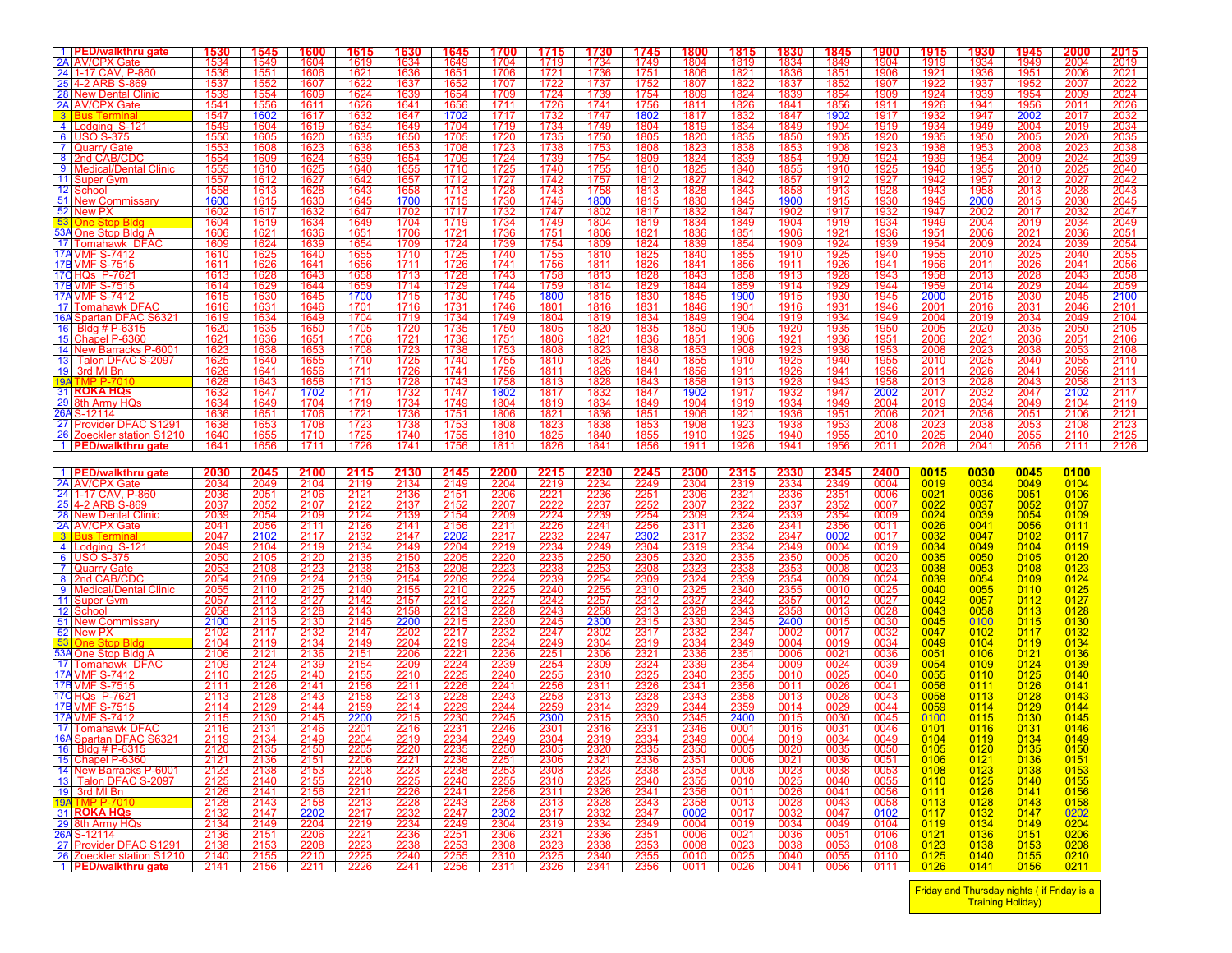| # | Stop | | | | | | | | | | | | | | | | | | | | |
|---|---|---|---|---|---|---|---|---|---|---|---|---|---|---|---|---|---|---|---|---|---|
| 1 | **PED/walkthru gate** | **1530** | **1545** | **1600** | **1615** | **1630** | **1645** | **1700** | **1715** | **1730** | **1745** | **1800** | **1815** | **1830** | **1845** | **1900** | **1915** | **1930** | **1945** | **2000** | **2015** |
| 2A | AV/CPX Gate | 1534 | 1549 | 1604 | 1619 | 1634 | 1649 | 1704 | 1719 | 1734 | 1749 | 1804 | 1819 | 1834 | 1849 | 1904 | 1919 | 1934 | 1949 | 2004 | 2019 |
| 24 | 1-17 CAV, P-860 | 1536 | 1551 | 1606 | 1621 | 1636 | 1651 | 1706 | 1721 | 1736 | 1751 | 1806 | 1821 | 1836 | 1851 | 1906 | 1921 | 1936 | 1951 | 2006 | 2021 |
| 25 | 4-2 ARB S-869 | 1537 | 1552 | 1607 | 1622 | 1637 | 1652 | 1707 | 1722 | 1737 | 1752 | 1807 | 1822 | 1837 | 1852 | 1907 | 1922 | 1937 | 1952 | 2007 | 2022 |
| 28 | New Dental Clinic | 1539 | 1554 | 1609 | 1624 | 1639 | 1654 | 1709 | 1724 | 1739 | 1754 | 1809 | 1824 | 1839 | 1854 | 1909 | 1924 | 1939 | 1954 | 2009 | 2024 |
| 2A | AV/CPX Gate | 1541 | 1556 | 1611 | 1626 | 1641 | 1656 | 1711 | 1726 | 1741 | 1756 | 1811 | 1826 | 1841 | 1856 | 1911 | 1926 | 1941 | 1956 | 2011 | 2026 |
| 3 | Bus Terminal | 1547 | 1602 | 1617 | 1632 | 1647 | 1702 | 1717 | 1732 | 1747 | 1802 | 1817 | 1832 | 1847 | 1902 | 1917 | 1932 | 1947 | 2002 | 2017 | 2032 |
| 4 | Lodging S-121 | 1549 | 1604 | 1619 | 1634 | 1649 | 1704 | 1719 | 1734 | 1749 | 1804 | 1819 | 1834 | 1849 | 1904 | 1919 | 1934 | 1949 | 2004 | 2019 | 2034 |
| 6 | USO S-375 | 1550 | 1605 | 1620 | 1635 | 1650 | 1705 | 1720 | 1735 | 1750 | 1805 | 1820 | 1835 | 1850 | 1905 | 1920 | 1935 | 1950 | 2005 | 2020 | 2035 |
| 7 | Quarry Gate | 1553 | 1608 | 1623 | 1638 | 1653 | 1708 | 1723 | 1738 | 1753 | 1808 | 1823 | 1838 | 1853 | 1908 | 1923 | 1938 | 1953 | 2008 | 2023 | 2038 |
| 8 | 2nd CAB/CDC | 1554 | 1609 | 1624 | 1639 | 1654 | 1709 | 1724 | 1739 | 1754 | 1809 | 1824 | 1839 | 1854 | 1909 | 1924 | 1939 | 1954 | 2009 | 2024 | 2039 |
| 9 | Medical/Dental Clinic | 1555 | 1610 | 1625 | 1640 | 1655 | 1710 | 1725 | 1740 | 1755 | 1810 | 1825 | 1840 | 1855 | 1910 | 1925 | 1940 | 1955 | 2010 | 2025 | 2040 |
| 11 | Super Gym | 1557 | 1612 | 1627 | 1642 | 1657 | 1712 | 1727 | 1742 | 1757 | 1812 | 1827 | 1842 | 1857 | 1912 | 1927 | 1942 | 1957 | 2012 | 2027 | 2042 |
| 12 | School | 1558 | 1613 | 1628 | 1643 | 1658 | 1713 | 1728 | 1743 | 1758 | 1813 | 1828 | 1843 | 1858 | 1913 | 1928 | 1943 | 1958 | 2013 | 2028 | 2043 |
| 51 | New Commissary | 1600 | 1615 | 1630 | 1645 | 1700 | 1715 | 1730 | 1745 | 1800 | 1815 | 1830 | 1845 | 1900 | 1915 | 1930 | 1945 | 2000 | 2015 | 2030 | 2045 |
| 52 | New PX | 1602 | 1617 | 1632 | 1647 | 1702 | 1717 | 1732 | 1747 | 1802 | 1817 | 1832 | 1847 | 1902 | 1917 | 1932 | 1947 | 2002 | 2017 | 2032 | 2047 |
| 53 | One Stop Bldg | 1604 | 1619 | 1634 | 1649 | 1704 | 1719 | 1734 | 1749 | 1804 | 1819 | 1834 | 1849 | 1904 | 1919 | 1934 | 1949 | 2004 | 2019 | 2034 | 2049 |
| 53A | One Stop Bldg A | 1606 | 1621 | 1636 | 1651 | 1706 | 1721 | 1736 | 1751 | 1806 | 1821 | 1836 | 1851 | 1906 | 1921 | 1936 | 1951 | 2006 | 2021 | 2036 | 2051 |
| 17 | Tomahawk DFAC | 1609 | 1624 | 1639 | 1654 | 1709 | 1724 | 1739 | 1754 | 1809 | 1824 | 1839 | 1854 | 1909 | 1924 | 1939 | 1954 | 2009 | 2024 | 2039 | 2054 |
| 17A | VMF S-7412 | 1610 | 1625 | 1640 | 1655 | 1710 | 1725 | 1740 | 1755 | 1810 | 1825 | 1840 | 1855 | 1910 | 1925 | 1940 | 1955 | 2010 | 2025 | 2040 | 2055 |
| 17B | VMF S-7515 | 1611 | 1626 | 1641 | 1656 | 1711 | 1726 | 1741 | 1756 | 1811 | 1826 | 1841 | 1856 | 1911 | 1926 | 1941 | 1956 | 2011 | 2026 | 2041 | 2056 |
| 17C | HQs P-7621 | 1613 | 1628 | 1643 | 1658 | 1713 | 1728 | 1743 | 1758 | 1813 | 1828 | 1843 | 1858 | 1913 | 1928 | 1943 | 1958 | 2013 | 2028 | 2043 | 2058 |
| 17B | VMF S-7515 | 1614 | 1629 | 1644 | 1659 | 1714 | 1729 | 1744 | 1759 | 1814 | 1829 | 1844 | 1859 | 1914 | 1929 | 1944 | 1959 | 2014 | 2029 | 2044 | 2059 |
| 17A | VMF S-7412 | 1615 | 1630 | 1645 | 1700 | 1715 | 1730 | 1745 | 1800 | 1815 | 1830 | 1845 | 1900 | 1915 | 1930 | 1945 | 2000 | 2015 | 2030 | 2045 | 2100 |
| 17 | Tomahawk DFAC | 1616 | 1631 | 1646 | 1701 | 1716 | 1731 | 1746 | 1801 | 1816 | 1831 | 1846 | 1901 | 1916 | 1931 | 1946 | 2001 | 2016 | 2031 | 2046 | 2101 |
| 16A | Spartan DFAC S6321 | 1619 | 1634 | 1649 | 1704 | 1719 | 1734 | 1749 | 1804 | 1819 | 1834 | 1849 | 1904 | 1919 | 1934 | 1949 | 2004 | 2019 | 2034 | 2049 | 2104 |
| 16 | Bldg # P-6315 | 1620 | 1635 | 1650 | 1705 | 1720 | 1735 | 1750 | 1805 | 1820 | 1835 | 1850 | 1905 | 1920 | 1935 | 1950 | 2005 | 2020 | 2035 | 2050 | 2105 |
| 15 | Chapel P-6360 | 1621 | 1636 | 1651 | 1706 | 1721 | 1736 | 1751 | 1806 | 1821 | 1836 | 1851 | 1906 | 1921 | 1936 | 1951 | 2006 | 2021 | 2036 | 2051 | 2106 |
| 14 | New Barracks P-6001 | 1623 | 1638 | 1653 | 1708 | 1723 | 1738 | 1753 | 1808 | 1823 | 1838 | 1853 | 1908 | 1923 | 1938 | 1953 | 2008 | 2023 | 2038 | 2053 | 2108 |
| 13 | Talon DFAC S-2097 | 1625 | 1640 | 1655 | 1710 | 1725 | 1740 | 1755 | 1810 | 1825 | 1840 | 1855 | 1910 | 1925 | 1940 | 1955 | 2010 | 2025 | 2040 | 2055 | 2110 |
| 19 | 3rd MI Bn | 1626 | 1641 | 1656 | 1711 | 1726 | 1741 | 1756 | 1811 | 1826 | 1841 | 1856 | 1911 | 1926 | 1941 | 1956 | 2011 | 2026 | 2041 | 2056 | 2111 |
| 19A | TMP P-7010 | 1628 | 1643 | 1658 | 1713 | 1728 | 1743 | 1758 | 1813 | 1828 | 1843 | 1858 | 1913 | 1928 | 1943 | 1958 | 2013 | 2028 | 2043 | 2058 | 2113 |
| 31 | **ROKA HQs** | 1632 | 1647 | 1702 | 1717 | 1732 | 1747 | 1802 | 1817 | 1832 | 1847 | 1902 | 1917 | 1932 | 1947 | 2002 | 2017 | 2032 | 2047 | 2102 | 2117 |
| 29 | 8th Army HQs | 1634 | 1649 | 1704 | 1719 | 1734 | 1749 | 1804 | 1819 | 1834 | 1849 | 1904 | 1919 | 1934 | 1949 | 2004 | 2019 | 2034 | 2049 | 2104 | 2119 |
| 26A | S-12114 | 1636 | 1651 | 1706 | 1721 | 1736 | 1751 | 1806 | 1821 | 1836 | 1851 | 1906 | 1921 | 1936 | 1951 | 2006 | 2021 | 2036 | 2051 | 2106 | 2121 |
| 27 | Provider DFAC S1291 | 1638 | 1653 | 1708 | 1723 | 1738 | 1753 | 1808 | 1823 | 1838 | 1853 | 1908 | 1923 | 1938 | 1953 | 2008 | 2023 | 2038 | 2053 | 2108 | 2123 |
| 26 | Zoeckler station S1210 | 1640 | 1655 | 1710 | 1725 | 1740 | 1755 | 1810 | 1825 | 1840 | 1855 | 1910 | 1925 | 1940 | 1955 | 2010 | 2025 | 2040 | 2055 | 2110 | 2125 |
| 1 | **PED/walkthru gate** | 1641 | 1656 | 1711 | 1726 | 1741 | 1756 | 1811 | 1826 | 1841 | 1856 | 1911 | 1926 | 1941 | 1956 | 2011 | 2026 | 2041 | 2056 | 2111 | 2126 |

| # | Stop | | | | | | | | | | | | | | | | | | |
|---|---|---|---|---|---|---|---|---|---|---|---|---|---|---|---|---|---|---|---|
| 1 | **PED/walkthru gate** | **2030** | **2045** | **2100** | **2115** | **2130** | **2145** | **2200** | **2215** | **2230** | **2245** | **2300** | **2315** | **2330** | **2345** | **2400** | **0015** | **0030** | **0045** | **0100** |
| 2A | AV/CPX Gate | 2034 | 2049 | 2104 | 2119 | 2134 | 2149 | 2204 | 2219 | 2234 | 2249 | 2304 | 2319 | 2334 | 2349 | 0004 | 0019 | 0034 | 0049 | 0104 |
| 24 | 1-17 CAV, P-860 | 2036 | 2051 | 2106 | 2121 | 2136 | 2151 | 2206 | 2221 | 2236 | 2251 | 2306 | 2321 | 2336 | 2351 | 0006 | 0021 | 0036 | 0051 | 0106 |
| 25 | 4-2 ARB S-869 | 2037 | 2052 | 2107 | 2122 | 2137 | 2152 | 2207 | 2222 | 2237 | 2252 | 2307 | 2322 | 2337 | 2352 | 0007 | 0022 | 0037 | 0052 | 0107 |
| 28 | New Dental Clinic | 2039 | 2054 | 2109 | 2124 | 2139 | 2154 | 2209 | 2224 | 2239 | 2254 | 2309 | 2324 | 2339 | 2354 | 0009 | 0024 | 0039 | 0054 | 0109 |
| 2A | AV/CPX Gate | 2041 | 2056 | 2111 | 2126 | 2141 | 2156 | 2211 | 2226 | 2241 | 2256 | 2311 | 2326 | 2341 | 2356 | 0011 | 0026 | 0041 | 0056 | 0111 |
| 3 | Bus Terminal | 2047 | 2102 | 2117 | 2132 | 2147 | 2202 | 2217 | 2232 | 2247 | 2302 | 2317 | 2332 | 2347 | 0002 | 0017 | 0032 | 0047 | 0102 | 0117 |
| 4 | Lodging S-121 | 2049 | 2104 | 2119 | 2134 | 2149 | 2204 | 2219 | 2234 | 2249 | 2304 | 2319 | 2334 | 2349 | 0004 | 0019 | 0034 | 0049 | 0104 | 0119 |
| 6 | USO S-375 | 2050 | 2105 | 2120 | 2135 | 2150 | 2205 | 2220 | 2235 | 2250 | 2305 | 2320 | 2335 | 2350 | 0005 | 0020 | 0035 | 0050 | 0105 | 0120 |
| 7 | Quarry Gate | 2053 | 2108 | 2123 | 2138 | 2153 | 2208 | 2223 | 2238 | 2253 | 2308 | 2323 | 2338 | 2353 | 0008 | 0023 | 0038 | 0053 | 0108 | 0123 |
| 8 | 2nd CAB/CDC | 2054 | 2109 | 2124 | 2139 | 2154 | 2209 | 2224 | 2239 | 2254 | 2309 | 2324 | 2339 | 2354 | 0009 | 0024 | 0039 | 0054 | 0109 | 0124 |
| 9 | Medical/Dental Clinic | 2055 | 2110 | 2125 | 2140 | 2155 | 2210 | 2225 | 2240 | 2255 | 2310 | 2325 | 2340 | 2355 | 0010 | 0025 | 0040 | 0055 | 0110 | 0125 |
| 11 | Super Gym | 2057 | 2112 | 2127 | 2142 | 2157 | 2212 | 2227 | 2242 | 2257 | 2312 | 2327 | 2342 | 2357 | 0012 | 0027 | 0042 | 0057 | 0112 | 0127 |
| 12 | School | 2058 | 2113 | 2128 | 2143 | 2158 | 2213 | 2228 | 2243 | 2258 | 2313 | 2328 | 2343 | 2358 | 0013 | 0028 | 0043 | 0058 | 0113 | 0128 |
| 51 | New Commissary | 2100 | 2115 | 2130 | 2145 | 2200 | 2215 | 2230 | 2245 | 2300 | 2315 | 2330 | 2345 | 2400 | 0015 | 0030 | 0045 | 0100 | 0115 | 0130 |
| 52 | New PX | 2102 | 2117 | 2132 | 2147 | 2202 | 2217 | 2232 | 2247 | 2302 | 2317 | 2332 | 2347 | 0002 | 0017 | 0032 | 0047 | 0102 | 0117 | 0132 |
| 53 | One Stop Bldg | 2104 | 2119 | 2134 | 2149 | 2204 | 2219 | 2234 | 2249 | 2304 | 2319 | 2334 | 2349 | 0004 | 0019 | 0034 | 0049 | 0104 | 0119 | 0134 |
| 53A | One Stop Bldg A | 2106 | 2121 | 2136 | 2151 | 2206 | 2221 | 2236 | 2251 | 2306 | 2321 | 2336 | 2351 | 0006 | 0021 | 0036 | 0051 | 0106 | 0121 | 0136 |
| 17 | Tomahawk DFAC | 2109 | 2124 | 2139 | 2154 | 2209 | 2224 | 2239 | 2254 | 2309 | 2324 | 2339 | 2354 | 0009 | 0024 | 0039 | 0054 | 0109 | 0124 | 0139 |
| 17A | VMF S-7412 | 2110 | 2125 | 2140 | 2155 | 2210 | 2225 | 2240 | 2255 | 2310 | 2325 | 2340 | 2355 | 0010 | 0025 | 0040 | 0055 | 0110 | 0125 | 0140 |
| 17B | VMF S-7515 | 2111 | 2126 | 2141 | 2156 | 2211 | 2226 | 2241 | 2256 | 2311 | 2326 | 2341 | 2356 | 0011 | 0026 | 0041 | 0056 | 0111 | 0126 | 0141 |
| 17C | HQs P-7621 | 2113 | 2128 | 2143 | 2158 | 2213 | 2228 | 2243 | 2258 | 2313 | 2328 | 2343 | 2358 | 0013 | 0028 | 0043 | 0058 | 0113 | 0128 | 0143 |
| 17B | VMF S-7515 | 2114 | 2129 | 2144 | 2159 | 2214 | 2229 | 2244 | 2259 | 2314 | 2329 | 2344 | 2359 | 0014 | 0029 | 0044 | 0059 | 0114 | 0129 | 0144 |
| 17A | VMF S-7412 | 2115 | 2130 | 2145 | 2200 | 2215 | 2230 | 2245 | 2300 | 2315 | 2330 | 2345 | 2400 | 0015 | 0030 | 0045 | 0100 | 0115 | 0130 | 0145 |
| 17 | Tomahawk DFAC | 2116 | 2131 | 2146 | 2201 | 2216 | 2231 | 2246 | 2301 | 2316 | 2331 | 2346 | 0001 | 0016 | 0031 | 0046 | 0101 | 0116 | 0131 | 0146 |
| 16A | Spartan DFAC S6321 | 2119 | 2134 | 2149 | 2204 | 2219 | 2234 | 2249 | 2304 | 2319 | 2334 | 2349 | 0004 | 0019 | 0034 | 0049 | 0104 | 0119 | 0134 | 0149 |
| 16 | Bldg # P-6315 | 2120 | 2135 | 2150 | 2205 | 2220 | 2235 | 2250 | 2305 | 2320 | 2335 | 2350 | 0005 | 0020 | 0035 | 0050 | 0105 | 0120 | 0135 | 0150 |
| 15 | Chapel P-6360 | 2121 | 2136 | 2151 | 2206 | 2221 | 2236 | 2251 | 2306 | 2321 | 2336 | 2351 | 0006 | 0021 | 0036 | 0051 | 0106 | 0121 | 0136 | 0151 |
| 14 | New Barracks P-6001 | 2123 | 2138 | 2153 | 2208 | 2223 | 2238 | 2253 | 2308 | 2323 | 2338 | 2353 | 0008 | 0023 | 0038 | 0053 | 0108 | 0123 | 0138 | 0153 |
| 13 | Talon DFAC S-2097 | 2125 | 2140 | 2155 | 2210 | 2225 | 2240 | 2255 | 2310 | 2325 | 2340 | 2355 | 0010 | 0025 | 0040 | 0055 | 0110 | 0125 | 0140 | 0155 |
| 19 | 3rd MI Bn | 2126 | 2141 | 2156 | 2211 | 2226 | 2241 | 2256 | 2311 | 2326 | 2341 | 2356 | 0011 | 0026 | 0041 | 0056 | 0111 | 0126 | 0141 | 0156 |
| 19A | TMP P-7010 | 2128 | 2143 | 2158 | 2213 | 2228 | 2243 | 2258 | 2313 | 2328 | 2343 | 2358 | 0013 | 0028 | 0043 | 0058 | 0113 | 0128 | 0143 | 0158 |
| 31 | **ROKA HQs** | 2132 | 2147 | 2202 | 2217 | 2232 | 2247 | 2302 | 2317 | 2332 | 2347 | 0002 | 0017 | 0032 | 0047 | 0102 | 0117 | 0132 | 0147 | 0202 |
| 29 | 8th Army HQs | 2134 | 2149 | 2204 | 2219 | 2234 | 2249 | 2304 | 2319 | 2334 | 2349 | 0004 | 0019 | 0034 | 0049 | 0104 | 0119 | 0134 | 0149 | 0204 |
| 26A | S-12114 | 2136 | 2151 | 2206 | 2221 | 2236 | 2251 | 2306 | 2321 | 2336 | 2351 | 0006 | 0021 | 0036 | 0051 | 0106 | 0121 | 0136 | 0151 | 0206 |
| 27 | Provider DFAC S1291 | 2138 | 2153 | 2208 | 2223 | 2238 | 2253 | 2308 | 2323 | 2338 | 2353 | 0008 | 0023 | 0038 | 0053 | 0108 | 0123 | 0138 | 0153 | 0208 |
| 26 | Zoeckler station S1210 | 2140 | 2155 | 2210 | 2225 | 2240 | 2255 | 2310 | 2325 | 2340 | 2355 | 0010 | 0025 | 0040 | 0055 | 0110 | 0125 | 0140 | 0155 | 0210 |
| 1 | **PED/walkthru gate** | 2141 | 2156 | 2211 | 2226 | 2241 | 2256 | 2311 | 2326 | 2341 | 2356 | 0011 | 0026 | 0041 | 0056 | 0111 | 0126 | 0141 | 0156 | 0211 |

Friday and Thursday nights ( if Friday is a Training Holiday)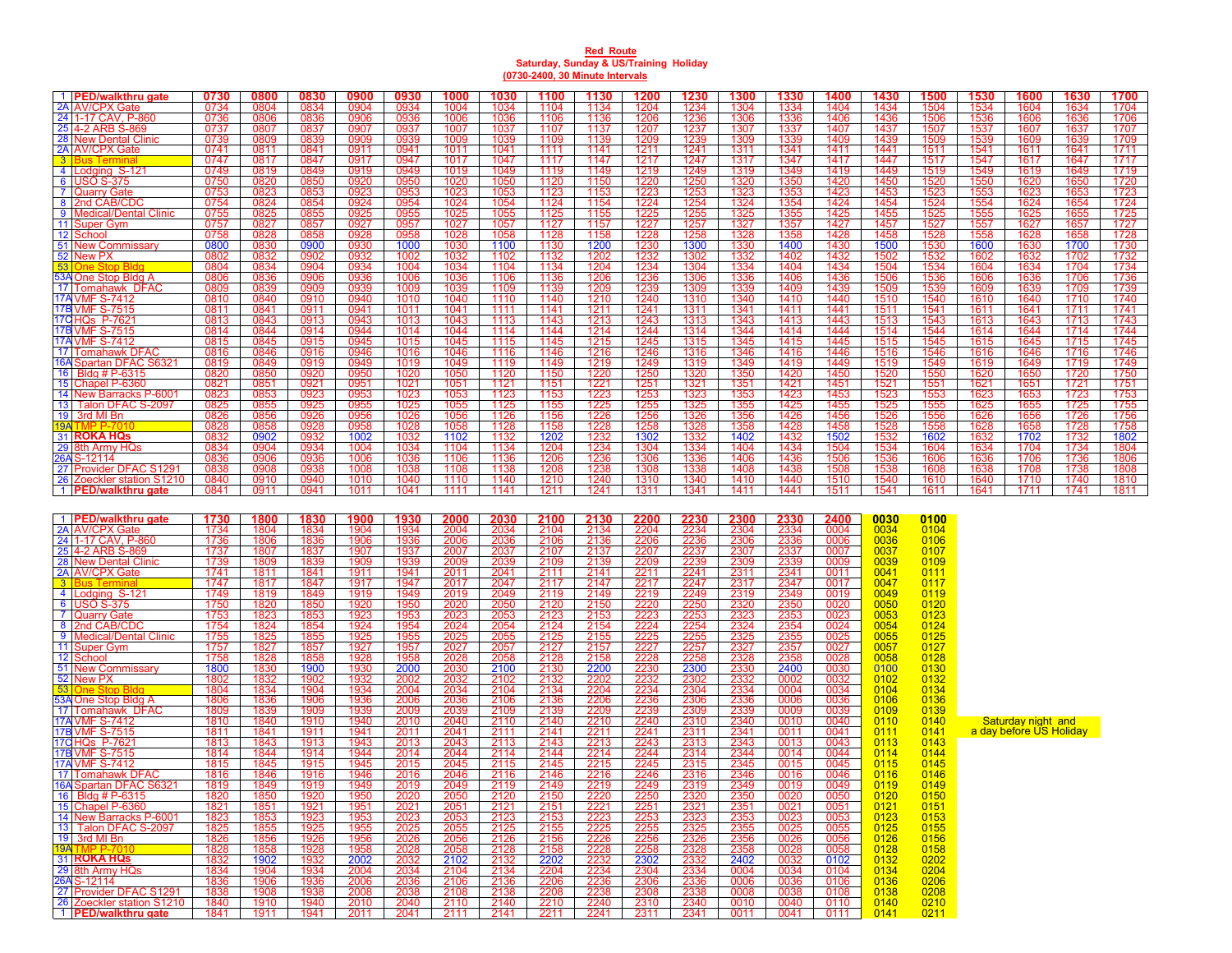**Red Route**

**Saturday, Sunday & US/Training Holiday**

**(0730-2400, 30 Minute Intervals**

| | | 0730 | 0800 | 0830 | 0900 | 0930 | 1000 | 1030 | 1100 | 1130 | 1200 | 1230 | 1300 | 1330 | 1400 | 1430 | 1500 | 1530 | 1600 | 1630 | 1700 |
|---|---|---|---|---|---|---|---|---|---|---|---|---|---|---|---|---|---|---|---|---|---|
| 1 | **PED/walkthru gate** | 0730 | 0800 | 0830 | 0900 | 0930 | 1000 | 1030 | 1100 | 1130 | 1200 | 1230 | 1300 | 1330 | 1400 | 1430 | 1500 | 1530 | 1600 | 1630 | 1700 |
| 2A | AV/CPX Gate | 0734 | 0804 | 0834 | 0904 | 0934 | 1004 | 1034 | 1104 | 1134 | 1204 | 1234 | 1304 | 1334 | 1404 | 1434 | 1504 | 1534 | 1604 | 1634 | 1704 |
| 24 | 1-17 CAV, P-860 | 0736 | 0806 | 0836 | 0906 | 0936 | 1006 | 1036 | 1106 | 1136 | 1206 | 1236 | 1306 | 1336 | 1406 | 1436 | 1506 | 1536 | 1606 | 1636 | 1706 |
| 25 | 4-2 ARB S-869 | 0737 | 0807 | 0837 | 0907 | 0937 | 1007 | 1037 | 1107 | 1137 | 1207 | 1237 | 1307 | 1337 | 1407 | 1437 | 1507 | 1537 | 1607 | 1637 | 1707 |
| 28 | New Dental Clinic | 0739 | 0809 | 0839 | 0909 | 0939 | 1009 | 1039 | 1109 | 1139 | 1209 | 1239 | 1309 | 1339 | 1409 | 1439 | 1509 | 1539 | 1609 | 1639 | 1709 |
| 2A | AV/CPX Gate | 0741 | 0811 | 0841 | 0911 | 0941 | 1011 | 1041 | 1111 | 1141 | 1211 | 1241 | 1311 | 1341 | 1411 | 1441 | 1511 | 1541 | 1611 | 1641 | 1711 |
| 3 | Bus Terminal | 0747 | 0817 | 0847 | 0917 | 0947 | 1017 | 1047 | 1117 | 1147 | 1217 | 1247 | 1317 | 1347 | 1417 | 1447 | 1517 | 1547 | 1617 | 1647 | 1717 |
| 4 | Lodging S-121 | 0749 | 0819 | 0849 | 0919 | 0949 | 1019 | 1049 | 1119 | 1149 | 1219 | 1249 | 1319 | 1349 | 1419 | 1449 | 1519 | 1549 | 1619 | 1649 | 1719 |
| 6 | USO S-375 | 0750 | 0820 | 0850 | 0920 | 0950 | 1020 | 1050 | 1120 | 1150 | 1220 | 1250 | 1320 | 1350 | 1420 | 1450 | 1520 | 1550 | 1620 | 1650 | 1720 |
| 7 | Quarry Gate | 0753 | 0823 | 0853 | 0923 | 0953 | 1023 | 1053 | 1123 | 1153 | 1223 | 1253 | 1323 | 1353 | 1423 | 1453 | 1523 | 1553 | 1623 | 1653 | 1723 |
| 8 | 2nd CAB/CDC | 0754 | 0824 | 0854 | 0924 | 0954 | 1024 | 1054 | 1124 | 1154 | 1224 | 1254 | 1324 | 1354 | 1424 | 1454 | 1524 | 1554 | 1624 | 1654 | 1724 |
| 9 | Medical/Dental Clinic | 0755 | 0825 | 0855 | 0925 | 0955 | 1025 | 1055 | 1125 | 1155 | 1225 | 1255 | 1325 | 1355 | 1425 | 1455 | 1525 | 1555 | 1625 | 1655 | 1725 |
| 11 | Super Gym | 0757 | 0827 | 0857 | 0927 | 0957 | 1027 | 1057 | 1127 | 1157 | 1227 | 1257 | 1327 | 1357 | 1427 | 1457 | 1527 | 1557 | 1627 | 1657 | 1727 |
| 12 | School | 0758 | 0828 | 0858 | 0928 | 0958 | 1028 | 1058 | 1128 | 1158 | 1228 | 1258 | 1328 | 1358 | 1428 | 1458 | 1528 | 1558 | 1628 | 1658 | 1728 |
| 51 | New Commissary | 0800 | 0830 | 0900 | 0930 | 1000 | 1030 | 1100 | 1130 | 1200 | 1230 | 1300 | 1330 | 1400 | 1430 | 1500 | 1530 | 1600 | 1630 | 1700 | 1730 |
| 52 | New PX | 0802 | 0832 | 0902 | 0932 | 1002 | 1032 | 1102 | 1132 | 1202 | 1232 | 1302 | 1332 | 1402 | 1432 | 1502 | 1532 | 1602 | 1632 | 1702 | 1732 |
| 53 | One Stop Bldg | 0804 | 0834 | 0904 | 0934 | 1004 | 1034 | 1104 | 1134 | 1204 | 1234 | 1304 | 1334 | 1404 | 1434 | 1504 | 1534 | 1604 | 1634 | 1704 | 1734 |
| 53A | One Stop Bldg A | 0806 | 0836 | 0906 | 0936 | 1006 | 1036 | 1106 | 1136 | 1206 | 1236 | 1306 | 1336 | 1406 | 1436 | 1506 | 1536 | 1606 | 1636 | 1706 | 1736 |
| 17 | Tomahawk DFAC | 0809 | 0839 | 0909 | 0939 | 1009 | 1039 | 1109 | 1139 | 1209 | 1239 | 1309 | 1339 | 1409 | 1439 | 1509 | 1539 | 1609 | 1639 | 1709 | 1739 |
| 17A | VMF S-7412 | 0810 | 0840 | 0910 | 0940 | 1010 | 1040 | 1110 | 1140 | 1210 | 1240 | 1310 | 1340 | 1410 | 1440 | 1510 | 1540 | 1610 | 1640 | 1710 | 1740 |
| 17B | VMF S-7515 | 0811 | 0841 | 0911 | 0941 | 1011 | 1041 | 1111 | 1141 | 1211 | 1241 | 1311 | 1341 | 1411 | 1441 | 1511 | 1541 | 1611 | 1641 | 1711 | 1741 |
| 17C | HQs P-7621 | 0813 | 0843 | 0913 | 0943 | 1013 | 1043 | 1113 | 1143 | 1213 | 1243 | 1313 | 1343 | 1413 | 1443 | 1513 | 1543 | 1613 | 1643 | 1713 | 1743 |
| 17B | VMF S-7515 | 0814 | 0844 | 0914 | 0944 | 1014 | 1044 | 1114 | 1144 | 1214 | 1244 | 1314 | 1344 | 1414 | 1444 | 1514 | 1544 | 1614 | 1644 | 1714 | 1744 |
| 17A | VMF S-7412 | 0815 | 0845 | 0915 | 0945 | 1015 | 1045 | 1115 | 1145 | 1215 | 1245 | 1315 | 1345 | 1415 | 1445 | 1515 | 1545 | 1615 | 1645 | 1715 | 1745 |
| 17 | Tomahawk DFAC | 0816 | 0846 | 0916 | 0946 | 1016 | 1046 | 1116 | 1146 | 1216 | 1246 | 1316 | 1346 | 1416 | 1446 | 1516 | 1546 | 1616 | 1646 | 1716 | 1746 |
| 16A | Spartan DFAC S6321 | 0819 | 0849 | 0919 | 0949 | 1019 | 1049 | 1119 | 1149 | 1219 | 1249 | 1319 | 1349 | 1419 | 1449 | 1519 | 1549 | 1619 | 1649 | 1719 | 1749 |
| 16 | Bldg # P-6315 | 0820 | 0850 | 0920 | 0950 | 1020 | 1050 | 1120 | 1150 | 1220 | 1250 | 1320 | 1350 | 1420 | 1450 | 1520 | 1550 | 1620 | 1650 | 1720 | 1750 |
| 15 | Chapel P-6360 | 0821 | 0851 | 0921 | 0951 | 1021 | 1051 | 1121 | 1151 | 1221 | 1251 | 1321 | 1351 | 1421 | 1451 | 1521 | 1551 | 1621 | 1651 | 1721 | 1751 |
| 14 | New Barracks P-6001 | 0823 | 0853 | 0923 | 0953 | 1023 | 1053 | 1123 | 1153 | 1223 | 1253 | 1323 | 1353 | 1423 | 1453 | 1523 | 1553 | 1623 | 1653 | 1723 | 1753 |
| 13 | Talon DFAC S-2097 | 0825 | 0855 | 0925 | 0955 | 1025 | 1055 | 1125 | 1155 | 1225 | 1255 | 1325 | 1355 | 1425 | 1455 | 1525 | 1555 | 1625 | 1655 | 1725 | 1755 |
| 19 | 3rd MI Bn | 0826 | 0856 | 0926 | 0956 | 1026 | 1056 | 1126 | 1156 | 1226 | 1256 | 1326 | 1356 | 1426 | 1456 | 1526 | 1556 | 1626 | 1656 | 1726 | 1756 |
| 19A | TMP P-7010 | 0828 | 0858 | 0928 | 0958 | 1028 | 1058 | 1128 | 1158 | 1228 | 1258 | 1328 | 1358 | 1428 | 1458 | 1528 | 1558 | 1628 | 1658 | 1728 | 1758 |
| 31 | **ROKA HQs** | 0832 | 0902 | 0932 | 1002 | 1032 | 1102 | 1132 | 1202 | 1232 | 1302 | 1332 | 1402 | 1432 | 1502 | 1532 | 1602 | 1632 | 1702 | 1732 | 1802 |
| 29 | 8th Army HQs | 0834 | 0904 | 0934 | 1004 | 1034 | 1104 | 1134 | 1204 | 1234 | 1304 | 1334 | 1404 | 1434 | 1504 | 1534 | 1604 | 1634 | 1704 | 1734 | 1804 |
| 26A | S-12114 | 0836 | 0906 | 0936 | 1006 | 1036 | 1106 | 1136 | 1206 | 1236 | 1306 | 1336 | 1406 | 1436 | 1506 | 1536 | 1606 | 1636 | 1706 | 1736 | 1806 |
| 27 | Provider DFAC S1291 | 0838 | 0908 | 0938 | 1008 | 1038 | 1108 | 1138 | 1208 | 1238 | 1308 | 1338 | 1408 | 1438 | 1508 | 1538 | 1608 | 1638 | 1708 | 1738 | 1808 |
| 26 | Zoeckler station S1210 | 0840 | 0910 | 0940 | 1010 | 1040 | 1110 | 1140 | 1210 | 1240 | 1310 | 1340 | 1410 | 1440 | 1510 | 1540 | 1610 | 1640 | 1710 | 1740 | 1810 |
| 1 | **PED/walkthru gate** | 0841 | 0911 | 0941 | 1011 | 1041 | 1111 | 1141 | 1211 | 1241 | 1311 | 1341 | 1411 | 1441 | 1511 | 1541 | 1611 | 1641 | 1711 | 1741 | 1811 |

| | | 1730 | 1800 | 1830 | 1900 | 1930 | 2000 | 2030 | 2100 | 2130 | 2200 | 2230 | 2300 | 2330 | 2400 | 0030 | 0100 |
|---|---|---|---|---|---|---|---|---|---|---|---|---|---|---|---|---|---|
| 1 | **PED/walkthru gate** | 1730 | 1800 | 1830 | 1900 | 1930 | 2000 | 2030 | 2100 | 2130 | 2200 | 2230 | 2300 | 2330 | 2400 | 0030 | 0100 |
| 2A | AV/CPX Gate | 1734 | 1804 | 1834 | 1904 | 1934 | 2004 | 2034 | 2104 | 2134 | 2204 | 2234 | 2304 | 2334 | 0004 | 0034 | 0104 |
| 24 | 1-17 CAV, P-860 | 1736 | 1806 | 1836 | 1906 | 1936 | 2006 | 2036 | 2106 | 2136 | 2206 | 2236 | 2306 | 2336 | 0006 | 0036 | 0106 |
| 25 | 4-2 ARB S-869 | 1737 | 1807 | 1837 | 1907 | 1937 | 2007 | 2037 | 2107 | 2137 | 2207 | 2237 | 2307 | 2337 | 0007 | 0037 | 0107 |
| 28 | New Dental Clinic | 1739 | 1809 | 1839 | 1909 | 1939 | 2009 | 2039 | 2109 | 2139 | 2209 | 2239 | 2309 | 2339 | 0009 | 0039 | 0109 |
| 2A | AV/CPX Gate | 1741 | 1811 | 1841 | 1911 | 1941 | 2011 | 2041 | 2111 | 2141 | 2211 | 2241 | 2311 | 2341 | 0011 | 0041 | 0111 |
| 3 | Bus Terminal | 1747 | 1817 | 1847 | 1917 | 1947 | 2017 | 2047 | 2117 | 2147 | 2217 | 2247 | 2317 | 2347 | 0017 | 0047 | 0117 |
| 4 | Lodging S-121 | 1749 | 1819 | 1849 | 1919 | 1949 | 2019 | 2049 | 2119 | 2149 | 2219 | 2249 | 2319 | 2349 | 0019 | 0049 | 0119 |
| 6 | USO S-375 | 1750 | 1820 | 1850 | 1920 | 1950 | 2020 | 2050 | 2120 | 2150 | 2220 | 2250 | 2320 | 2350 | 0020 | 0050 | 0120 |
| 7 | Quarry Gate | 1753 | 1823 | 1853 | 1923 | 1953 | 2023 | 2053 | 2123 | 2153 | 2223 | 2253 | 2323 | 2353 | 0023 | 0053 | 0123 |
| 8 | 2nd CAB/CDC | 1754 | 1824 | 1854 | 1924 | 1954 | 2024 | 2054 | 2124 | 2154 | 2224 | 2254 | 2324 | 2354 | 0024 | 0054 | 0124 |
| 9 | Medical/Dental Clinic | 1755 | 1825 | 1855 | 1925 | 1955 | 2025 | 2055 | 2125 | 2155 | 2225 | 2255 | 2325 | 2355 | 0025 | 0055 | 0125 |
| 11 | Super Gym | 1757 | 1827 | 1857 | 1927 | 1957 | 2027 | 2057 | 2127 | 2157 | 2227 | 2257 | 2327 | 2357 | 0027 | 0057 | 0127 |
| 12 | School | 1758 | 1828 | 1858 | 1928 | 1958 | 2028 | 2058 | 2128 | 2158 | 2228 | 2258 | 2328 | 2358 | 0028 | 0058 | 0128 |
| 51 | New Commissary | 1800 | 1830 | 1900 | 1930 | 2000 | 2030 | 2100 | 2130 | 2200 | 2230 | 2300 | 2330 | 2400 | 0030 | 0100 | 0130 |
| 52 | New PX | 1802 | 1832 | 1902 | 1932 | 2002 | 2032 | 2102 | 2132 | 2202 | 2232 | 2302 | 2332 | 0002 | 0032 | 0102 | 0132 |
| 53 | One Stop Bldg | 1804 | 1834 | 1904 | 1934 | 2004 | 2034 | 2104 | 2134 | 2204 | 2234 | 2304 | 2334 | 0004 | 0034 | 0104 | 0134 |
| 53A | One Stop Bldg A | 1806 | 1836 | 1906 | 1936 | 2006 | 2036 | 2106 | 2136 | 2206 | 2236 | 2306 | 2336 | 0006 | 0036 | 0106 | 0136 |
| 17 | Tomahawk DFAC | 1809 | 1839 | 1909 | 1939 | 2009 | 2039 | 2109 | 2139 | 2209 | 2239 | 2309 | 2339 | 0009 | 0039 | 0109 | 0139 |
| 17A | VMF S-7412 | 1810 | 1840 | 1910 | 1940 | 2010 | 2040 | 2110 | 2140 | 2210 | 2240 | 2310 | 2340 | 0010 | 0040 | 0110 | 0140 |
| 17B | VMF S-7515 | 1811 | 1841 | 1911 | 1941 | 2011 | 2041 | 2111 | 2141 | 2211 | 2241 | 2311 | 2341 | 0011 | 0041 | 0111 | 0141 |
| 17C | HQs P-7621 | 1813 | 1843 | 1913 | 1943 | 2013 | 2043 | 2113 | 2143 | 2213 | 2243 | 2313 | 2343 | 0013 | 0043 | 0113 | 0143 |
| 17B | VMF S-7515 | 1814 | 1844 | 1914 | 1944 | 2014 | 2044 | 2114 | 2144 | 2214 | 2244 | 2314 | 2344 | 0014 | 0044 | 0114 | 0144 |
| 17A | VMF S-7412 | 1815 | 1845 | 1915 | 1945 | 2015 | 2045 | 2115 | 2145 | 2215 | 2245 | 2315 | 2345 | 0015 | 0045 | 0115 | 0145 |
| 17 | Tomahawk DFAC | 1816 | 1846 | 1916 | 1946 | 2016 | 2046 | 2116 | 2146 | 2216 | 2246 | 2316 | 2346 | 0016 | 0046 | 0116 | 0146 |
| 16A | Spartan DFAC S6321 | 1819 | 1849 | 1919 | 1949 | 2019 | 2049 | 2119 | 2149 | 2219 | 2249 | 2319 | 2349 | 0019 | 0049 | 0119 | 0149 |
| 16 | Bldg # P-6315 | 1820 | 1850 | 1920 | 1950 | 2020 | 2050 | 2120 | 2150 | 2220 | 2250 | 2320 | 2350 | 0020 | 0050 | 0120 | 0150 |
| 15 | Chapel P-6360 | 1821 | 1851 | 1921 | 1951 | 2021 | 2051 | 2121 | 2151 | 2221 | 2251 | 2321 | 2351 | 0021 | 0051 | 0121 | 0151 |
| 14 | New Barracks P-6001 | 1823 | 1853 | 1923 | 1953 | 2023 | 2053 | 2123 | 2153 | 2223 | 2253 | 2323 | 2353 | 0023 | 0053 | 0123 | 0153 |
| 13 | Talon DFAC S-2097 | 1825 | 1855 | 1925 | 1955 | 2025 | 2055 | 2125 | 2155 | 2225 | 2255 | 2325 | 2355 | 0025 | 0055 | 0125 | 0155 |
| 19 | 3rd MI Bn | 1826 | 1856 | 1926 | 1956 | 2026 | 2056 | 2126 | 2156 | 2226 | 2256 | 2326 | 2356 | 0026 | 0056 | 0126 | 0156 |
| 19A | TMP P-7010 | 1828 | 1858 | 1928 | 1958 | 2028 | 2058 | 2128 | 2158 | 2228 | 2258 | 2328 | 2358 | 0028 | 0058 | 0128 | 0158 |
| 31 | **ROKA HQs** | 1832 | 1902 | 1932 | 2002 | 2032 | 2102 | 2132 | 2202 | 2232 | 2302 | 2332 | 2402 | 0032 | 0102 | 0132 | 0202 |
| 29 | 8th Army HQs | 1834 | 1904 | 1934 | 2004 | 2034 | 2104 | 2134 | 2204 | 2234 | 2304 | 2334 | 0004 | 0034 | 0104 | 0134 | 0204 |
| 26A | S-12114 | 1836 | 1906 | 1936 | 2006 | 2036 | 2106 | 2136 | 2206 | 2236 | 2306 | 2336 | 0006 | 0036 | 0106 | 0136 | 0206 |
| 27 | Provider DFAC S1291 | 1838 | 1908 | 1938 | 2008 | 2038 | 2108 | 2138 | 2208 | 2238 | 2308 | 2338 | 0008 | 0038 | 0108 | 0138 | 0208 |
| 26 | Zoeckler station S1210 | 1840 | 1910 | 1940 | 2010 | 2040 | 2110 | 2140 | 2210 | 2240 | 2310 | 2340 | 0010 | 0040 | 0110 | 0140 | 0210 |
| 1 | **PED/walkthru gate** | 1841 | 1911 | 1941 | 2011 | 2041 | 2111 | 2141 | 2211 | 2241 | 2311 | 2341 | 0011 | 0041 | 0111 | 0141 | 0211 |

Saturday night and a day before US Holiday